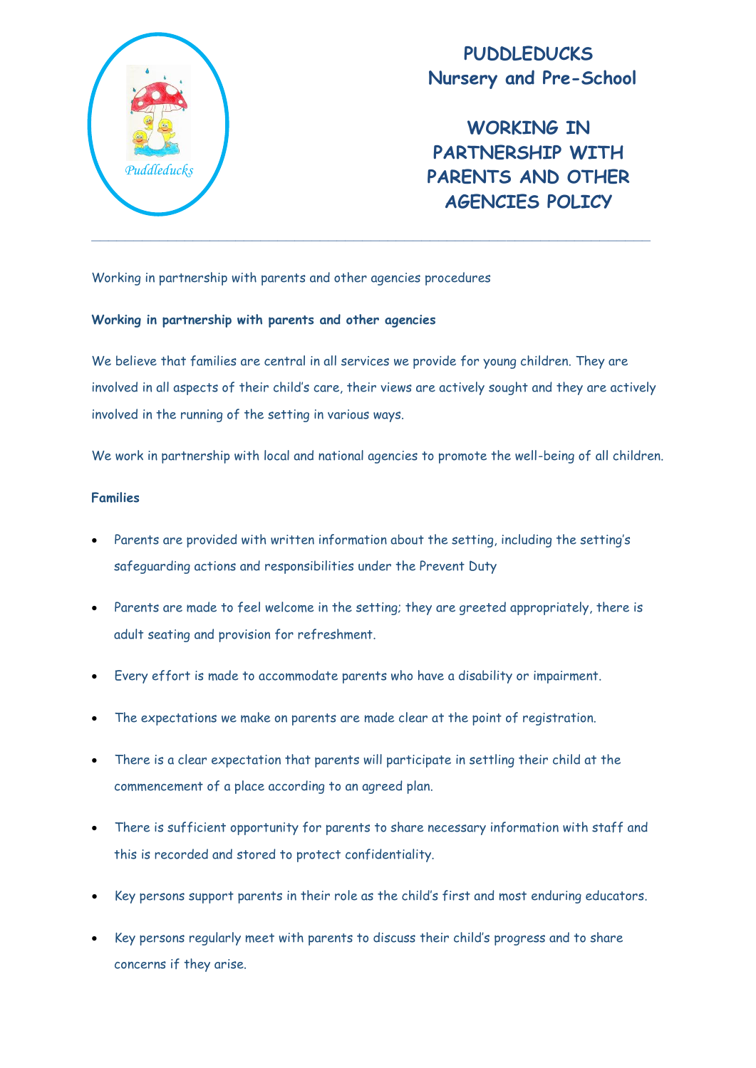# PUDDLEDUCKS
# Nursery and Pre-School

# WORKING IN PARTNERSHIP WITH PARENTS AND OTHER AGENCIES POLICY

---

Working in partnership with parents and other agencies procedures

**Working in partnership with parents and other agencies**

We believe that families are central in all services we provide for young children. They are involved in all aspects of their child's care, their views are actively sought and they are actively involved in the running of the setting in various ways.

We work in partnership with local and national agencies to promote the well-being of all children.

**Families**

- Parents are provided with written information about the setting, including the setting's safeguarding actions and responsibilities under the Prevent Duty
- Parents are made to feel welcome in the setting; they are greeted appropriately, there is adult seating and provision for refreshment.
- Every effort is made to accommodate parents who have a disability or impairment.
- The expectations we make on parents are made clear at the point of registration.
- There is a clear expectation that parents will participate in settling their child at the commencement of a place according to an agreed plan.
- There is sufficient opportunity for parents to share necessary information with staff and this is recorded and stored to protect confidentiality.
- Key persons support parents in their role as the child's first and most enduring educators.
- Key persons regularly meet with parents to discuss their child's progress and to share concerns if they arise.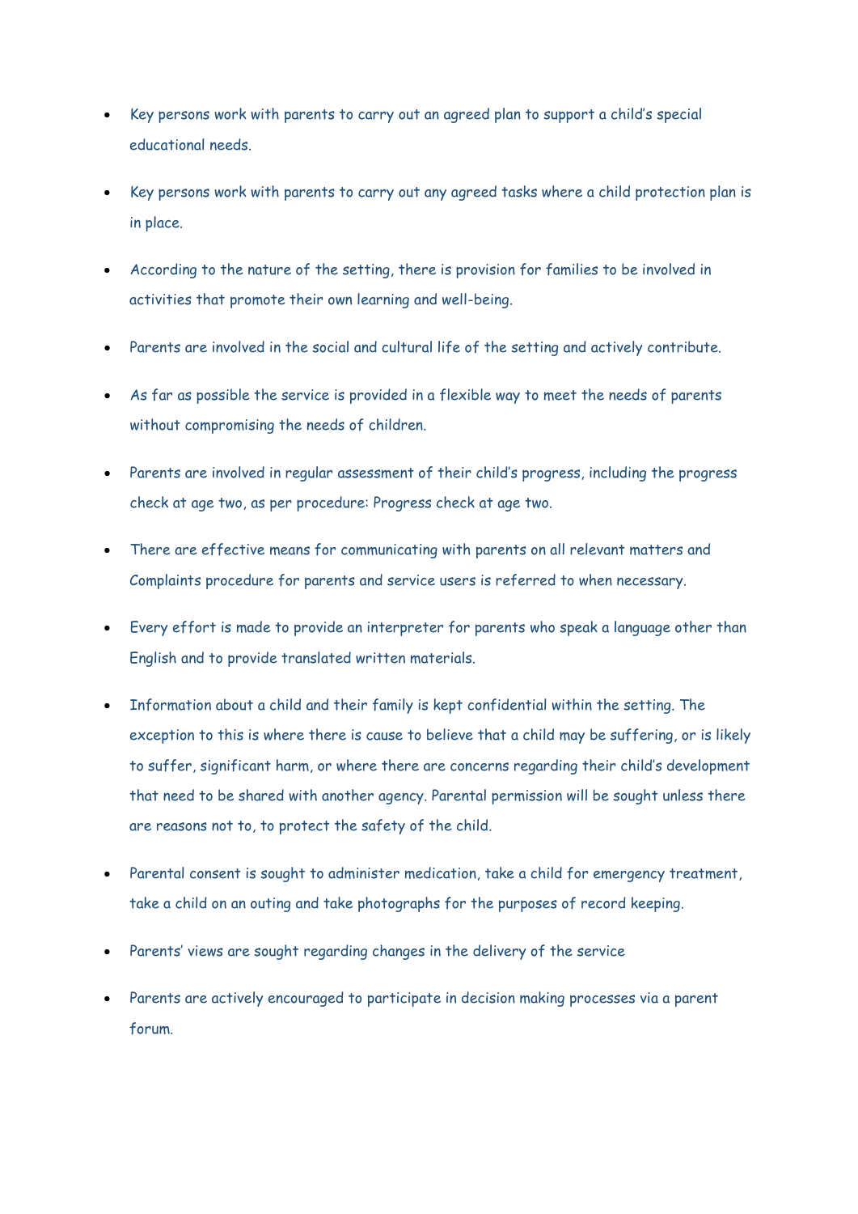- Key persons work with parents to carry out an agreed plan to support a child's special educational needs.
- Key persons work with parents to carry out any agreed tasks where a child protection plan is in place.
- According to the nature of the setting, there is provision for families to be involved in activities that promote their own learning and well-being.
- Parents are involved in the social and cultural life of the setting and actively contribute.
- As far as possible the service is provided in a flexible way to meet the needs of parents without compromising the needs of children.
- Parents are involved in regular assessment of their child's progress, including the progress check at age two, as per procedure: Progress check at age two.
- There are effective means for communicating with parents on all relevant matters and Complaints procedure for parents and service users is referred to when necessary.
- Every effort is made to provide an interpreter for parents who speak a language other than English and to provide translated written materials.
- Information about a child and their family is kept confidential within the setting. The exception to this is where there is cause to believe that a child may be suffering, or is likely to suffer, significant harm, or where there are concerns regarding their child's development that need to be shared with another agency. Parental permission will be sought unless there are reasons not to, to protect the safety of the child.
- Parental consent is sought to administer medication, take a child for emergency treatment, take a child on an outing and take photographs for the purposes of record keeping.
- Parents' views are sought regarding changes in the delivery of the service
- Parents are actively encouraged to participate in decision making processes via a parent forum.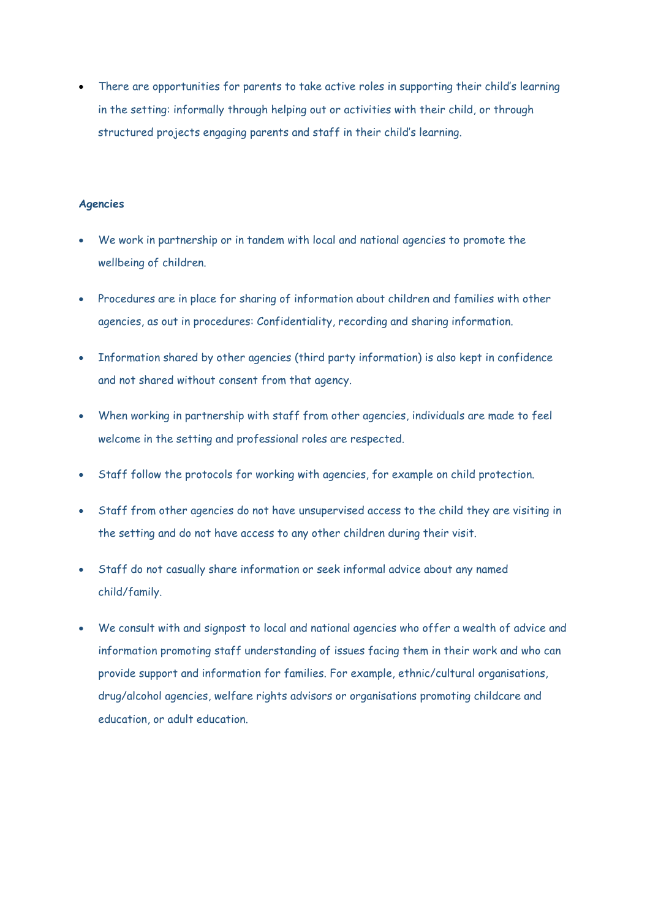- There are opportunities for parents to take active roles in supporting their child's learning in the setting: informally through helping out or activities with their child, or through structured projects engaging parents and staff in their child's learning.

**Agencies**

- We work in partnership or in tandem with local and national agencies to promote the wellbeing of children.
- Procedures are in place for sharing of information about children and families with other agencies, as out in procedures: Confidentiality, recording and sharing information.
- Information shared by other agencies (third party information) is also kept in confidence and not shared without consent from that agency.
- When working in partnership with staff from other agencies, individuals are made to feel welcome in the setting and professional roles are respected.
- Staff follow the protocols for working with agencies, for example on child protection.
- Staff from other agencies do not have unsupervised access to the child they are visiting in the setting and do not have access to any other children during their visit.
- Staff do not casually share information or seek informal advice about any named child/family.
- We consult with and signpost to local and national agencies who offer a wealth of advice and information promoting staff understanding of issues facing them in their work and who can provide support and information for families. For example, ethnic/cultural organisations, drug/alcohol agencies, welfare rights advisors or organisations promoting childcare and education, or adult education.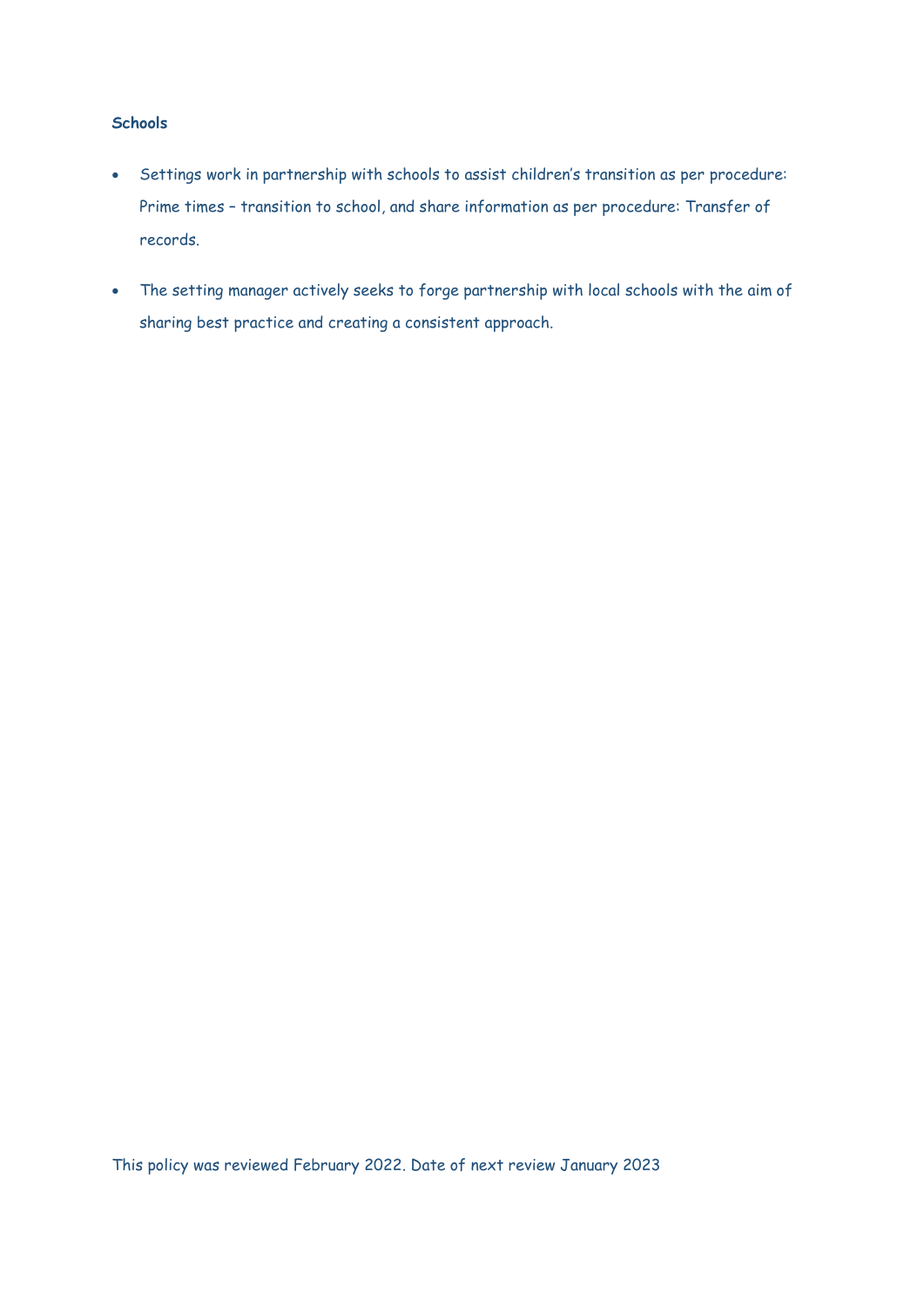**Schools**

- Settings work in partnership with schools to assist children's transition as per procedure: Prime times – transition to school, and share information as per procedure: Transfer of records.
- The setting manager actively seeks to forge partnership with local schools with the aim of sharing best practice and creating a consistent approach.

This policy was reviewed February 2022. Date of next review January 2023